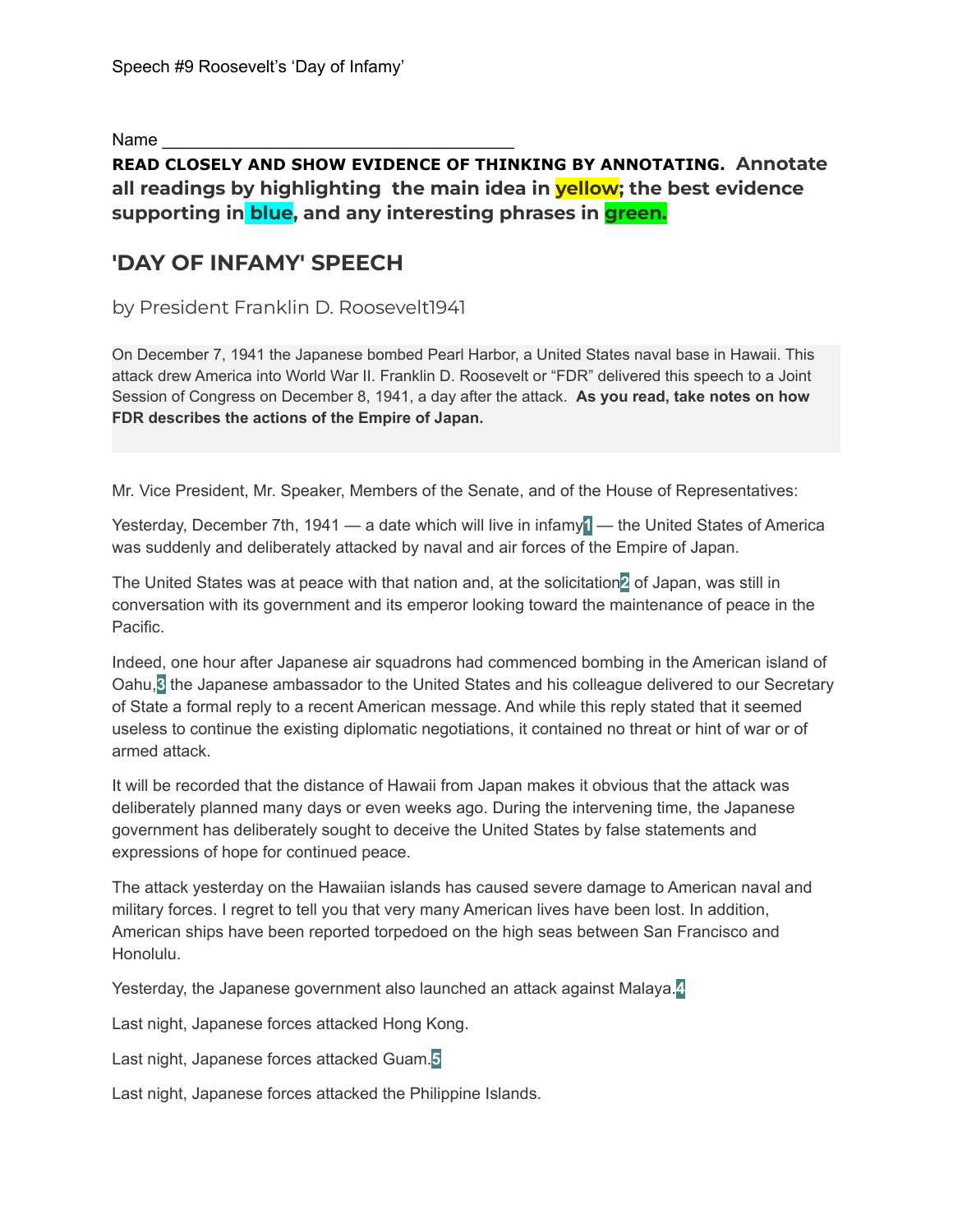Speech #9 Roosevelt's 'Day of Infamy'

Name ____________________________________

**READ CLOSELY AND SHOW EVIDENCE OF THINKING BY ANNOTATING. Annotate all readings by highlighting the main idea in yellow; the best evidence supporting in blue, and any interesting phrases in green.**

## 'DAY OF INFAMY' SPEECH

by President Franklin D. Roosevelt1941

On December 7, 1941 the Japanese bombed Pearl Harbor, a United States naval base in Hawaii. This attack drew America into World War II. Franklin D. Roosevelt or "FDR" delivered this speech to a Joint Session of Congress on December 8, 1941, a day after the attack. **As you read, take notes on how FDR describes the actions of the Empire of Japan.**

Mr. Vice President, Mr. Speaker, Members of the Senate, and of the House of Representatives:

Yesterday, December 7th, 1941 — a date which will live in infamy[1] — the United States of America was suddenly and deliberately attacked by naval and air forces of the Empire of Japan.

The United States was at peace with that nation and, at the solicitation[2] of Japan, was still in conversation with its government and its emperor looking toward the maintenance of peace in the Pacific.

Indeed, one hour after Japanese air squadrons had commenced bombing in the American island of Oahu,[3] the Japanese ambassador to the United States and his colleague delivered to our Secretary of State a formal reply to a recent American message. And while this reply stated that it seemed useless to continue the existing diplomatic negotiations, it contained no threat or hint of war or of armed attack.

It will be recorded that the distance of Hawaii from Japan makes it obvious that the attack was deliberately planned many days or even weeks ago. During the intervening time, the Japanese government has deliberately sought to deceive the United States by false statements and expressions of hope for continued peace.

The attack yesterday on the Hawaiian islands has caused severe damage to American naval and military forces. I regret to tell you that very many American lives have been lost. In addition, American ships have been reported torpedoed on the high seas between San Francisco and Honolulu.

Yesterday, the Japanese government also launched an attack against Malaya.[4]

Last night, Japanese forces attacked Hong Kong.

Last night, Japanese forces attacked Guam.[5]

Last night, Japanese forces attacked the Philippine Islands.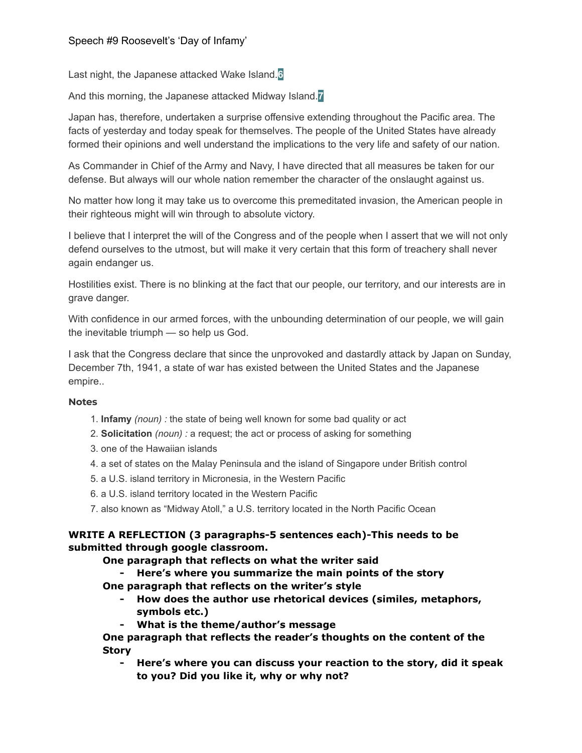# Speech #9 Roosevelt's 'Day of Infamy'

Last night, the Japanese attacked Wake Island.[6]

And this morning, the Japanese attacked Midway Island.[7]

Japan has, therefore, undertaken a surprise offensive extending throughout the Pacific area. The facts of yesterday and today speak for themselves. The people of the United States have already formed their opinions and well understand the implications to the very life and safety of our nation.

As Commander in Chief of the Army and Navy, I have directed that all measures be taken for our defense. But always will our whole nation remember the character of the onslaught against us.

No matter how long it may take us to overcome this premeditated invasion, the American people in their righteous might will win through to absolute victory.

I believe that I interpret the will of the Congress and of the people when I assert that we will not only defend ourselves to the utmost, but will make it very certain that this form of treachery shall never again endanger us.

Hostilities exist. There is no blinking at the fact that our people, our territory, and our interests are in grave danger.

With confidence in our armed forces, with the unbounding determination of our people, we will gain the inevitable triumph — so help us God.

I ask that the Congress declare that since the unprovoked and dastardly attack by Japan on Sunday, December 7th, 1941, a state of war has existed between the United States and the Japanese empire..

### Notes

1. **Infamy** *(noun) :* the state of being well known for some bad quality or act
2. **Solicitation** *(noun) :* a request; the act or process of asking for something
3. one of the Hawaiian islands
4. a set of states on the Malay Peninsula and the island of Singapore under British control
5. a U.S. island territory in Micronesia, in the Western Pacific
6. a U.S. island territory located in the Western Pacific
7. also known as "Midway Atoll," a U.S. territory located in the North Pacific Ocean

**WRITE A REFLECTION (3 paragraphs-5 sentences each)-This needs to be submitted through google classroom.**

**One paragraph that reflects on what the writer said**

- **Here's where you summarize the main points of the story**

**One paragraph that reflects on the writer's style**

- **How does the author use rhetorical devices (similes, metaphors, symbols etc.)**
- **What is the theme/author's message**

**One paragraph that reflects the reader's thoughts on the content of the Story**

- **Here's where you can discuss your reaction to the story, did it speak to you? Did you like it, why or why not?**